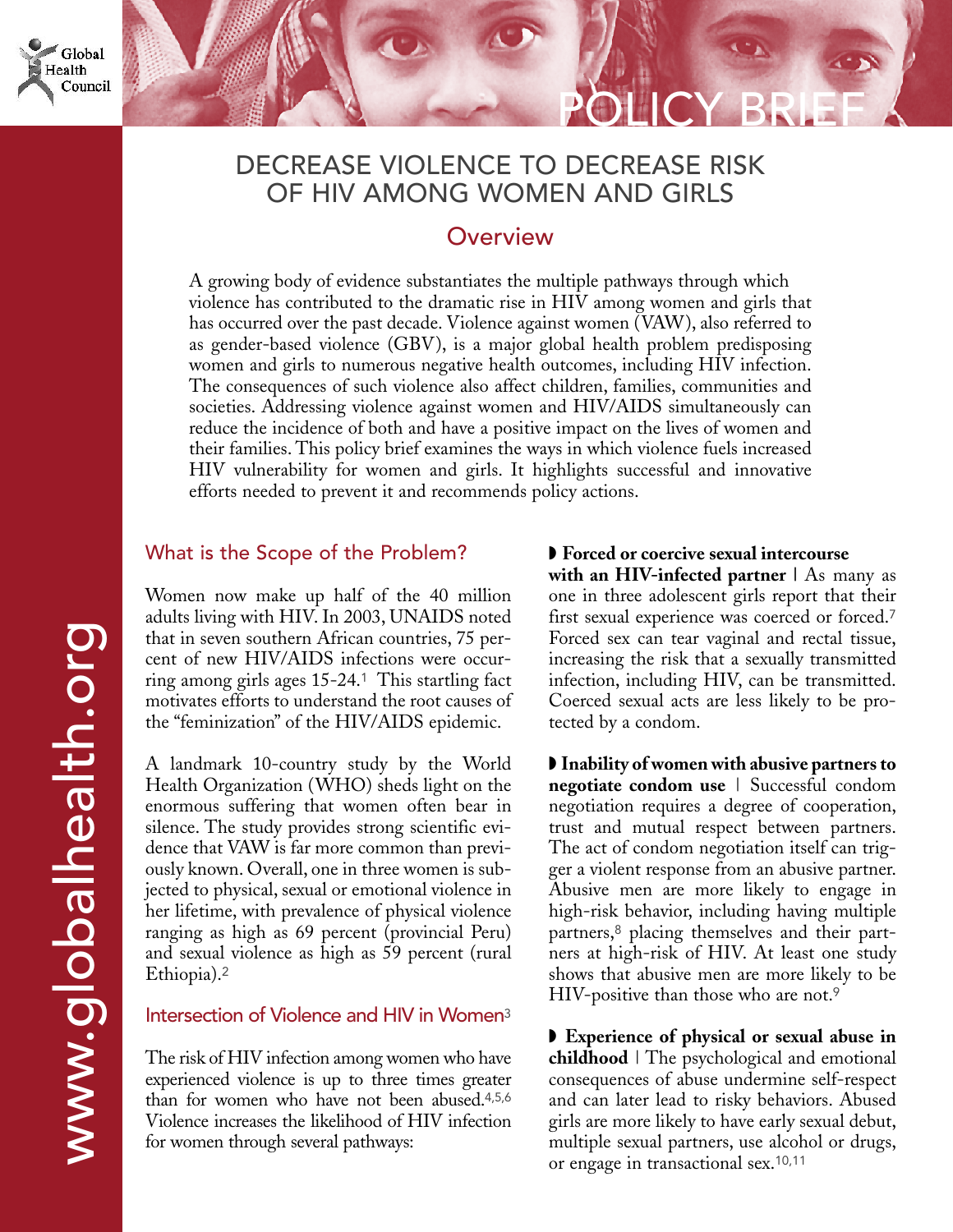POLICY BRIEF

# DECREASE VIOLENCE TO DECREASE RISK OF HIV AMONG WOMEN AND GIRLS

## Overview

A growing body of evidence substantiates the multiple pathways through which violence has contributed to the dramatic rise in HIV among women and girls that has occurred over the past decade. Violence against women (VAW), also referred to as gender-based violence (GBV), is a major global health problem predisposing women and girls to numerous negative health outcomes, including HIV infection. The consequences of such violence also affect children, families, communities and societies. Addressing violence against women and HIV/AIDS simultaneously can reduce the incidence of both and have a positive impact on the lives of women and their families. This policy brief examines the ways in which violence fuels increased HIV vulnerability for women and girls. It highlights successful and innovative efforts needed to prevent it and recommends policy actions.

## What is the Scope of the Problem?

Women now make up half of the 40 million adults living with HIV. In 2003, UNAIDS noted that in seven southern African countries, 75 percent of new HIV/AIDS infections were occurring among girls ages 15-24.[1] This startling fact motivates efforts to understand the root causes of the "feminization" of the HIV/AIDS epidemic.

A landmark 10-country study by the World Health Organization (WHO) sheds light on the enormous suffering that women often bear in silence. The study provides strong scientific evidence that VAW is far more common than previously known. Overall, one in three women is subjected to physical, sexual or emotional violence in her lifetime, with prevalence of physical violence ranging as high as 69 percent (provincial Peru) and sexual violence as high as 59 percent (rural Ethiopia).[2]

## Intersection of Violence and HIV in Women[3]

The risk of HIV infection among women who have experienced violence is up to three times greater than for women who have not been abused.[4,5,6] Violence increases the likelihood of HIV infection for women through several pathways:

- **Forced or coercive sexual intercourse with an HIV-infected partner** | As many as one in three adolescent girls report that their first sexual experience was coerced or forced.[7] Forced sex can tear vaginal and rectal tissue, increasing the risk that a sexually transmitted infection, including HIV, can be transmitted. Coerced sexual acts are less likely to be protected by a condom.

- **Inability of women with abusive partners to negotiate condom use** | Successful condom negotiation requires a degree of cooperation, trust and mutual respect between partners. The act of condom negotiation itself can trigger a violent response from an abusive partner. Abusive men are more likely to engage in high-risk behavior, including having multiple partners,[8] placing themselves and their partners at high-risk of HIV. At least one study shows that abusive men are more likely to be HIV-positive than those who are not.[9]

- **Experience of physical or sexual abuse in childhood** | The psychological and emotional consequences of abuse undermine self-respect and can later lead to risky behaviors. Abused girls are more likely to have early sexual debut, multiple sexual partners, use alcohol or drugs, or engage in transactional sex.[10,11]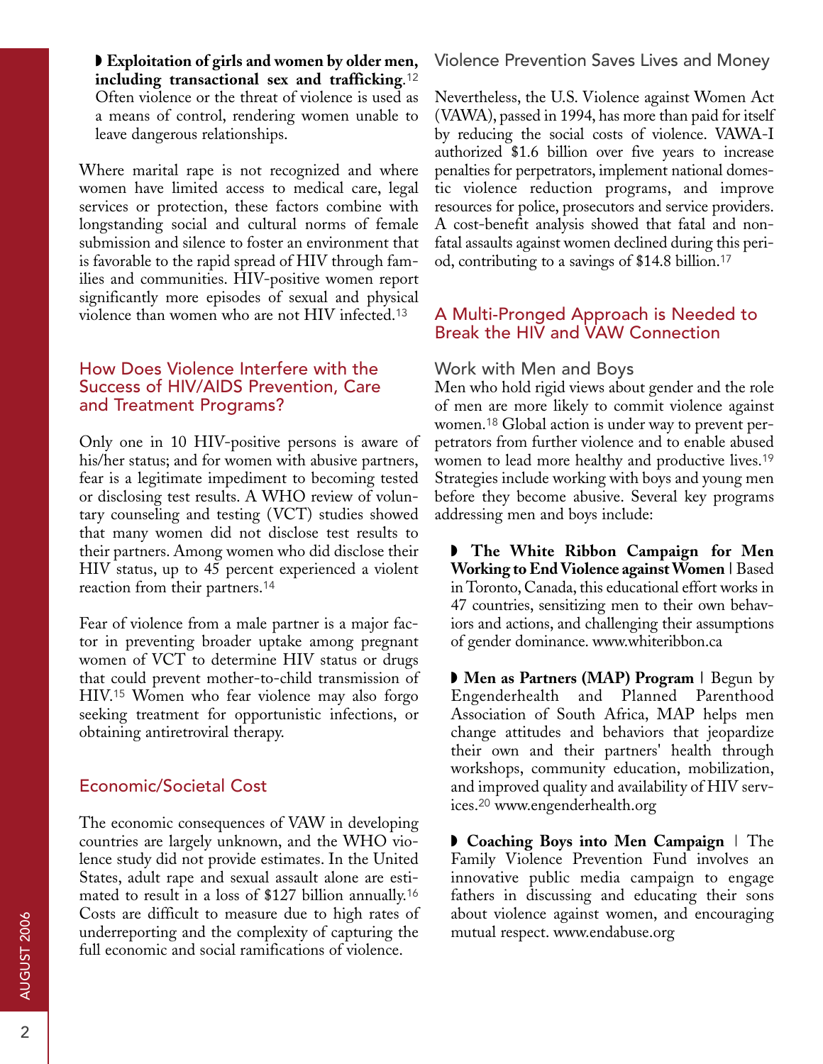- **Exploitation of girls and women by older men, including transactional sex and trafficking**.[12] Often violence or the threat of violence is used as a means of control, rendering women unable to leave dangerous relationships.

Where marital rape is not recognized and where women have limited access to medical care, legal services or protection, these factors combine with longstanding social and cultural norms of female submission and silence to foster an environment that is favorable to the rapid spread of HIV through families and communities. HIV-positive women report significantly more episodes of sexual and physical violence than women who are not HIV infected.[13]

## How Does Violence Interfere with the Success of HIV/AIDS Prevention, Care and Treatment Programs?

Only one in 10 HIV-positive persons is aware of his/her status; and for women with abusive partners, fear is a legitimate impediment to becoming tested or disclosing test results. A WHO review of voluntary counseling and testing (VCT) studies showed that many women did not disclose test results to their partners. Among women who did disclose their HIV status, up to 45 percent experienced a violent reaction from their partners.[14]

Fear of violence from a male partner is a major factor in preventing broader uptake among pregnant women of VCT to determine HIV status or drugs that could prevent mother-to-child transmission of HIV.[15] Women who fear violence may also forgo seeking treatment for opportunistic infections, or obtaining antiretroviral therapy.

## Economic/Societal Cost

The economic consequences of VAW in developing countries are largely unknown, and the WHO violence study did not provide estimates. In the United States, adult rape and sexual assault alone are estimated to result in a loss of $127 billion annually.[16] Costs are difficult to measure due to high rates of underreporting and the complexity of capturing the full economic and social ramifications of violence.

### Violence Prevention Saves Lives and Money

Nevertheless, the U.S. Violence against Women Act (VAWA), passed in 1994, has more than paid for itself by reducing the social costs of violence. VAWA-I authorized $1.6 billion over five years to increase penalties for perpetrators, implement national domestic violence reduction programs, and improve resources for police, prosecutors and service providers. A cost-benefit analysis showed that fatal and non-fatal assaults against women declined during this period, contributing to a savings of $14.8 billion.[17]

## A Multi-Pronged Approach is Needed to Break the HIV and VAW Connection

### Work with Men and Boys

Men who hold rigid views about gender and the role of men are more likely to commit violence against women.[18] Global action is under way to prevent perpetrators from further violence and to enable abused women to lead more healthy and productive lives.[19] Strategies include working with boys and young men before they become abusive. Several key programs addressing men and boys include:

- **The White Ribbon Campaign for Men Working to End Violence against Women** | Based in Toronto, Canada, this educational effort works in 47 countries, sensitizing men to their own behaviors and actions, and challenging their assumptions of gender dominance. www.whiteribbon.ca

- **Men as Partners (MAP) Program** | Begun by Engenderhealth and Planned Parenthood Association of South Africa, MAP helps men change attitudes and behaviors that jeopardize their own and their partners' health through workshops, community education, mobilization, and improved quality and availability of HIV services.[20] www.engenderhealth.org

- **Coaching Boys into Men Campaign** | The Family Violence Prevention Fund involves an innovative public media campaign to engage fathers in discussing and educating their sons about violence against women, and encouraging mutual respect. www.endabuse.org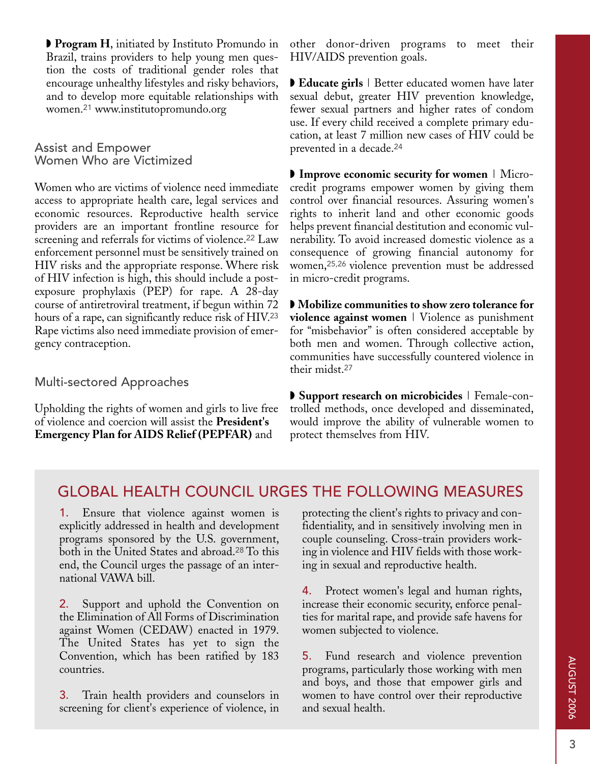◗ **Program H**, initiated by Instituto Promundo in Brazil, trains providers to help young men question the costs of traditional gender roles that encourage unhealthy lifestyles and risky behaviors, and to develop more equitable relationships with women.[21] www.institutopromundo.org

## Assist and Empower Women Who are Victimized

Women who are victims of violence need immediate access to appropriate health care, legal services and economic resources. Reproductive health service providers are an important frontline resource for screening and referrals for victims of violence.[22] Law enforcement personnel must be sensitively trained on HIV risks and the appropriate response. Where risk of HIV infection is high, this should include a post-exposure prophylaxis (PEP) for rape. A 28-day course of antiretroviral treatment, if begun within 72 hours of a rape, can significantly reduce risk of HIV.[23] Rape victims also need immediate provision of emergency contraception.

## Multi-sectored Approaches

Upholding the rights of women and girls to live free of violence and coercion will assist the **President's Emergency Plan for AIDS Relief (PEPFAR)** and other donor-driven programs to meet their HIV/AIDS prevention goals.

◗ **Educate girls** | Better educated women have later sexual debut, greater HIV prevention knowledge, fewer sexual partners and higher rates of condom use. If every child received a complete primary education, at least 7 million new cases of HIV could be prevented in a decade.[24]

◗ **Improve economic security for women** | Micro-credit programs empower women by giving them control over financial resources. Assuring women's rights to inherit land and other economic goods helps prevent financial destitution and economic vulnerability. To avoid increased domestic violence as a consequence of growing financial autonomy for women,[25,26] violence prevention must be addressed in micro-credit programs.

◗ **Mobilize communities to show zero tolerance for violence against women** | Violence as punishment for "misbehavior" is often considered acceptable by both men and women. Through collective action, communities have successfully countered violence in their midst.[27]

◗ **Support research on microbicides** | Female-controlled methods, once developed and disseminated, would improve the ability of vulnerable women to protect themselves from HIV.

## GLOBAL HEALTH COUNCIL URGES THE FOLLOWING MEASURES

1. Ensure that violence against women is explicitly addressed in health and development programs sponsored by the U.S. government, both in the United States and abroad.[28] To this end, the Council urges the passage of an international VAWA bill.

2. Support and uphold the Convention on the Elimination of All Forms of Discrimination against Women (CEDAW) enacted in 1979. The United States has yet to sign the Convention, which has been ratified by 183 countries.

3. Train health providers and counselors in screening for client's experience of violence, in protecting the client's rights to privacy and confidentiality, and in sensitively involving men in couple counseling. Cross-train providers working in violence and HIV fields with those working in sexual and reproductive health.

4. Protect women's legal and human rights, increase their economic security, enforce penalties for marital rape, and provide safe havens for women subjected to violence.

5. Fund research and violence prevention programs, particularly those working with men and boys, and those that empower girls and women to have control over their reproductive and sexual health.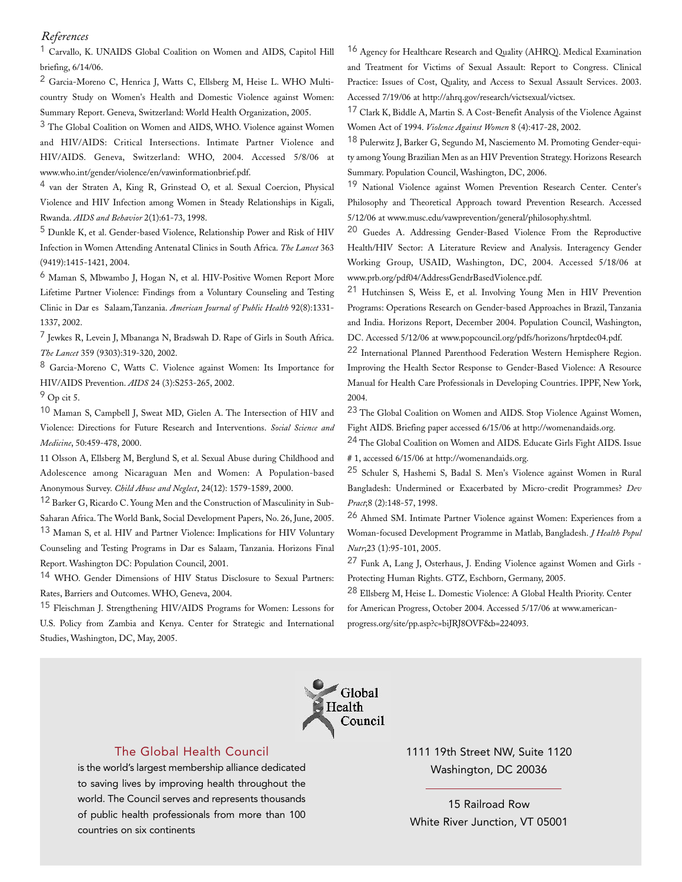*References*

1 Carvallo, K. UNAIDS Global Coalition on Women and AIDS, Capitol Hill briefing, 6/14/06.

2 Garcia-Moreno C, Henrica J, Watts C, Ellsberg M, Heise L. WHO Multi-country Study on Women's Health and Domestic Violence against Women: Summary Report. Geneva, Switzerland: World Health Organization, 2005.

3 The Global Coalition on Women and AIDS, WHO. Violence against Women and HIV/AIDS: Critical Intersections. Intimate Partner Violence and HIV/AIDS. Geneva, Switzerland: WHO, 2004. Accessed 5/8/06 at www.who.int/gender/violence/en/vawinformationbrief.pdf.

4 van der Straten A, King R, Grinstead O, et al. Sexual Coercion, Physical Violence and HIV Infection among Women in Steady Relationships in Kigali, Rwanda. *AIDS and Behavior* 2(1):61-73, 1998.

5 Dunkle K, et al. Gender-based Violence, Relationship Power and Risk of HIV Infection in Women Attending Antenatal Clinics in South Africa. *The Lancet* 363 (9419):1415-1421, 2004.

6 Maman S, Mbwambo J, Hogan N, et al. HIV-Positive Women Report More Lifetime Partner Violence: Findings from a Voluntary Counseling and Testing Clinic in Dar es Salaam,Tanzania. *American Journal of Public Health* 92(8):1331-1337, 2002.

7 Jewkes R, Levein J, Mbananga N, Bradswah D. Rape of Girls in South Africa. *The Lancet* 359 (9303):319-320, 2002.

8 Garcia-Moreno C, Watts C. Violence against Women: Its Importance for HIV/AIDS Prevention. *AIDS* 24 (3):S253-265, 2002.

9 Op cit 5.

10 Maman S, Campbell J, Sweat MD, Gielen A. The Intersection of HIV and Violence: Directions for Future Research and Interventions. *Social Science and Medicine*, 50:459-478, 2000.

11 Olsson A, Ellsberg M, Berglund S, et al. Sexual Abuse during Childhood and Adolescence among Nicaraguan Men and Women: A Population-based Anonymous Survey. *Child Abuse and Neglect*, 24(12): 1579-1589, 2000.

12 Barker G, Ricardo C. Young Men and the Construction of Masculinity in Sub-Saharan Africa. The World Bank, Social Development Papers, No. 26, June, 2005.

13 Maman S, et al. HIV and Partner Violence: Implications for HIV Voluntary Counseling and Testing Programs in Dar es Salaam, Tanzania. Horizons Final Report. Washington DC: Population Council, 2001.

14 WHO. Gender Dimensions of HIV Status Disclosure to Sexual Partners: Rates, Barriers and Outcomes. WHO, Geneva, 2004.

15 Fleischman J. Strengthening HIV/AIDS Programs for Women: Lessons for U.S. Policy from Zambia and Kenya. Center for Strategic and International Studies, Washington, DC, May, 2005.

16 Agency for Healthcare Research and Quality (AHRQ). Medical Examination and Treatment for Victims of Sexual Assault: Report to Congress. Clinical Practice: Issues of Cost, Quality, and Access to Sexual Assault Services. 2003. Accessed 7/19/06 at http://ahrq.gov/research/victsexual/victsex.

17 Clark K, Biddle A, Martin S. A Cost-Benefit Analysis of the Violence Against Women Act of 1994. *Violence Against Women* 8 (4):417-28, 2002.

18 Pulerwitz J, Barker G, Segundo M, Nasciemento M. Promoting Gender-equity among Young Brazilian Men as an HIV Prevention Strategy. Horizons Research Summary. Population Council, Washington, DC, 2006.

19 National Violence against Women Prevention Research Center. Center's Philosophy and Theoretical Approach toward Prevention Research. Accessed 5/12/06 at www.musc.edu/vawprevention/general/philosophy.shtml.

20 Guedes A. Addressing Gender-Based Violence From the Reproductive Health/HIV Sector: A Literature Review and Analysis. Interagency Gender Working Group, USAID, Washington, DC, 2004. Accessed 5/18/06 at www.prb.org/pdf04/AddressGendrBasedViolence.pdf.

21 Hutchinsen S, Weiss E, et al. Involving Young Men in HIV Prevention Programs: Operations Research on Gender-based Approaches in Brazil, Tanzania and India. Horizons Report, December 2004. Population Council, Washington, DC. Accessed 5/12/06 at www.popcouncil.org/pdfs/horizons/hrptdec04.pdf.

22 International Planned Parenthood Federation Western Hemisphere Region. Improving the Health Sector Response to Gender-Based Violence: A Resource Manual for Health Care Professionals in Developing Countries. IPPF, New York, 2004.

23 The Global Coalition on Women and AIDS. Stop Violence Against Women, Fight AIDS. Briefing paper accessed 6/15/06 at http://womenandaids.org.

24 The Global Coalition on Women and AIDS. Educate Girls Fight AIDS. Issue # 1, accessed 6/15/06 at http://womenandaids.org.

25 Schuler S, Hashemi S, Badal S. Men's Violence against Women in Rural Bangladesh: Undermined or Exacerbated by Micro-credit Programmes? *Dev Pract*;8 (2):148-57, 1998.

26 Ahmed SM. Intimate Partner Violence against Women: Experiences from a Woman-focused Development Programme in Matlab, Bangladesh. *J Health Popul Nutr*;23 (1):95-101, 2005.

27 Funk A, Lang J, Osterhaus, J. Ending Violence against Women and Girls - Protecting Human Rights. GTZ, Eschborn, Germany, 2005.

28 Ellsberg M, Heise L. Domestic Violence: A Global Health Priority. Center for American Progress, October 2004. Accessed 5/17/06 at www.american-progress.org/site/pp.asp?c=biJRJ8OVF&b=224093.

Global Health Council

**The Global Health Council** is the world's largest membership alliance dedicated to saving lives by improving health throughout the world. The Council serves and represents thousands of public health professionals from more than 100 countries on six continents

1111 19th Street NW, Suite 1120
Washington, DC 20036

15 Railroad Row
White River Junction, VT 05001